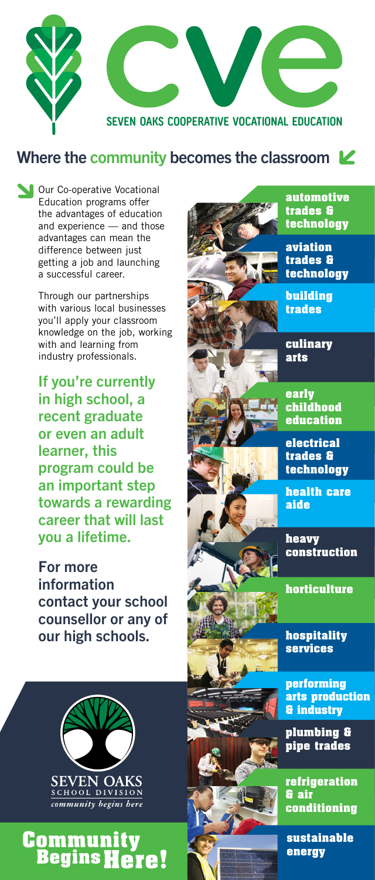# cve

SEVEN OAKS COOPERATIVE VOCATIONAL EDUCATION

## Where the community becomes the classroom

Our Co-operative Vocational Education programs offer the advantages of education and experience — and those advantages can mean the difference between just getting a job and launching a successful career.

Through our partnerships with various local businesses you'll apply your classroom knowledge on the job, working with and learning from industry professionals.

**If you're currently in high school, a recent graduate or even an adult learner, this program could be an important step towards a rewarding career that will last you a lifetime.**

**For more information contact your school counsellor or any of our high schools.**

- **automotive trades & technology**
- **aviation trades & technology**
- **building trades**
- **culinary arts**
- **early childhood education**
- **electrical trades & technology**
- **health care aide**
- **heavy construction**
- **horticulture**
- **hospitality services**
- **performing arts production & industry**
- **plumbing & pipe trades**
- **refrigeration & air conditioning**
- **sustainable energy**

SEVEN OAKS SCHOOL DIVISION

*community begins here*

# Community Begins Here!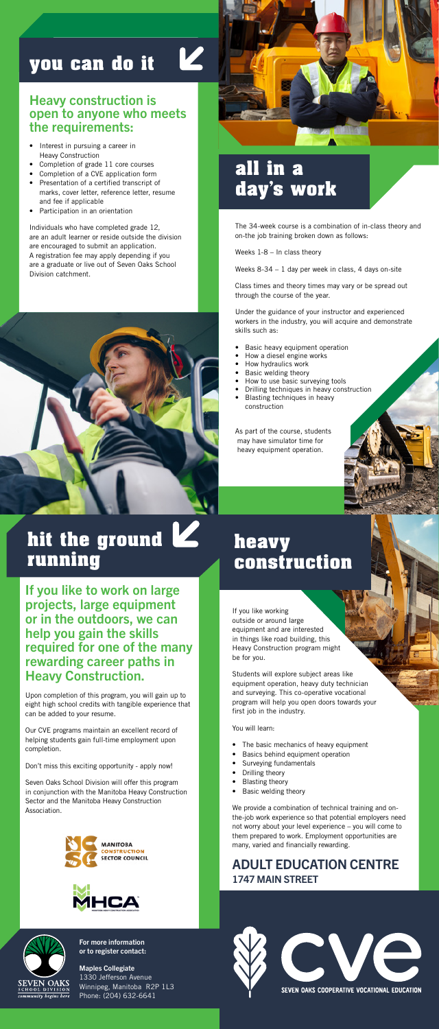# you can do it

## Heavy construction is open to anyone who meets the requirements:

- Interest in pursuing a career in Heavy Construction
- Completion of grade 11 core courses
- Completion of a CVE application form
- Presentation of a certified transcript of marks, cover letter, reference letter, resume and fee if applicable
- Participation in an orientation

Individuals who have completed grade 12, are an adult learner or reside outside the division are encouraged to submit an application. A registration fee may apply depending if you are a graduate or live out of Seven Oaks School Division catchment.

# all in a day's work

The 34-week course is a combination of in-class theory and on-the job training broken down as follows:

Weeks 1-8 – In class theory

Weeks 8-34 – 1 day per week in class, 4 days on-site

Class times and theory times may vary or be spread out through the course of the year.

Under the guidance of your instructor and experienced workers in the industry, you will acquire and demonstrate skills such as:

- Basic heavy equipment operation
- How a diesel engine works
- How hydraulics work
- Basic welding theory
- How to use basic surveying tools
- Drilling techniques in heavy construction
- Blasting techniques in heavy construction

As part of the course, students may have simulator time for heavy equipment operation.

# hit the ground running

## If you like to work on large projects, large equipment or in the outdoors, we can help you gain the skills required for one of the many rewarding career paths in Heavy Construction.

Upon completion of this program, you will gain up to eight high school credits with tangible experience that can be added to your resume.

Our CVE programs maintain an excellent record of helping students gain full-time employment upon completion.

Don't miss this exciting opportunity - apply now!

Seven Oaks School Division will offer this program in conjunction with the Manitoba Heavy Construction Sector and the Manitoba Heavy Construction Association.

MANITOBA CONSTRUCTION SECTOR COUNCIL

MHCA

SEVEN OAKS SCHOOL DIVISION
*community begins here*

**For more information or to register contact:**

**Maples Collegiate**
1330 Jefferson Avenue
Winnipeg, Manitoba R2P 1L3
Phone: (204) 632-6641

# heavy construction

If you like working outside or around large equipment and are interested in things like road building, this Heavy Construction program might be for you.

Students will explore subject areas like equipment operation, heavy duty technician and surveying. This co-operative vocational program will help you open doors towards your first job in the industry.

You will learn:

- The basic mechanics of heavy equipment
- Basics behind equipment operation
- Surveying fundamentals
- Drilling theory
- Blasting theory
- Basic welding theory

We provide a combination of technical training and on-the-job work experience so that potential employers need not worry about your level experience – you will come to them prepared to work. Employment opportunities are many, varied and financially rewarding.

## ADULT EDUCATION CENTRE
**1747 MAIN STREET**

cve
SEVEN OAKS COOPERATIVE VOCATIONAL EDUCATION